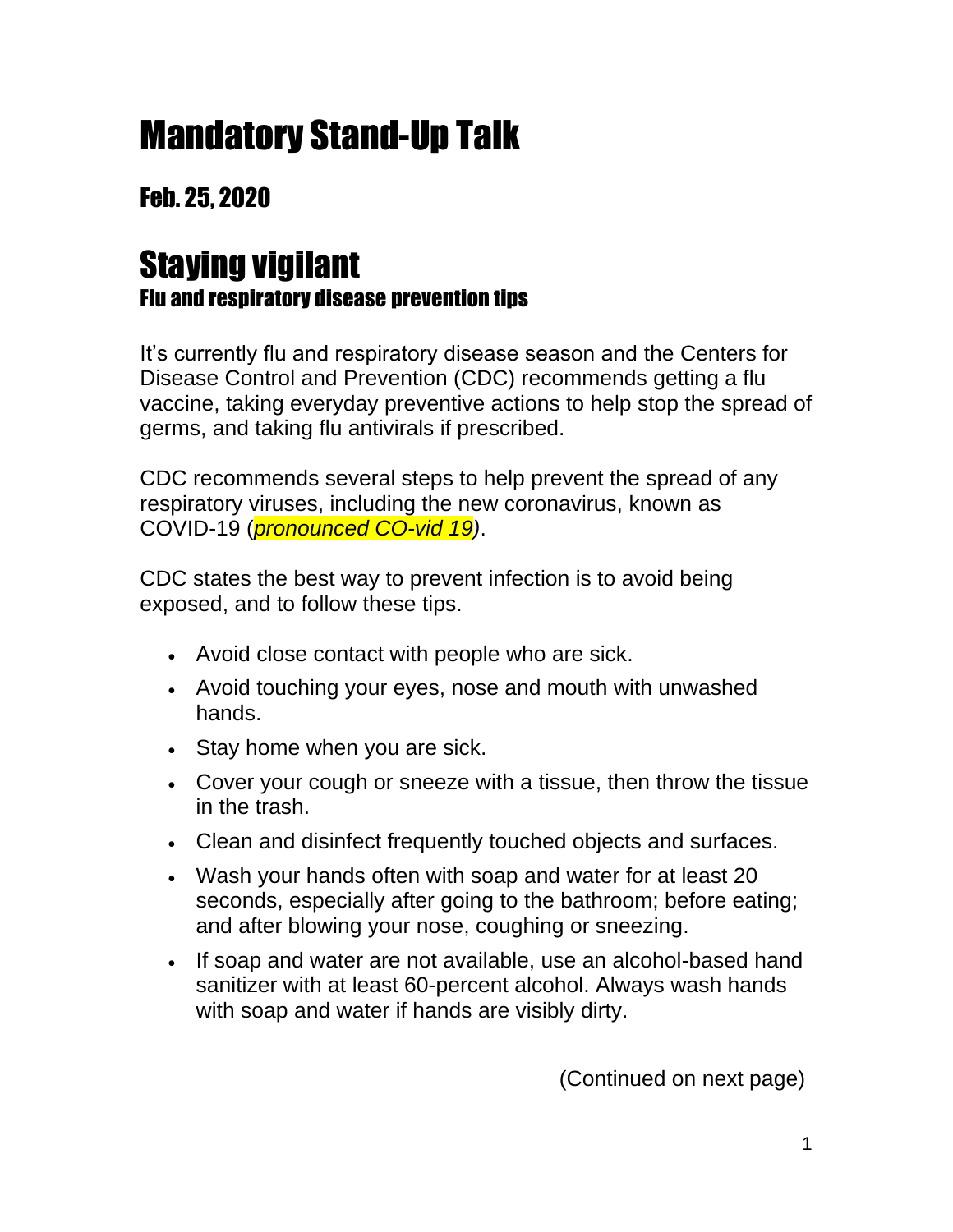# Mandatory Stand-Up Talk

## Feb. 25, 2020

# Staying vigilant

### Flu and respiratory disease prevention tips

It's currently flu and respiratory disease season and the Centers for Disease Control and Prevention (CDC) recommends getting a flu vaccine, taking everyday preventive actions to help stop the spread of germs, and taking flu antivirals if prescribed.

CDC recommends several steps to help prevent the spread of any respiratory viruses, including the new coronavirus, known as COVID-19 (*pronounced CO-vid 19*).

CDC states the best way to prevent infection is to avoid being exposed, and to follow these tips.

- Avoid close contact with people who are sick.
- Avoid touching your eyes, nose and mouth with unwashed hands.
- Stay home when you are sick.
- Cover your cough or sneeze with a tissue, then throw the tissue in the trash.
- Clean and disinfect frequently touched objects and surfaces.
- Wash your hands often with soap and water for at least 20 seconds, especially after going to the bathroom; before eating; and after blowing your nose, coughing or sneezing.
- If soap and water are not available, use an alcohol-based hand sanitizer with at least 60-percent alcohol. Always wash hands with soap and water if hands are visibly dirty.

(Continued on next page)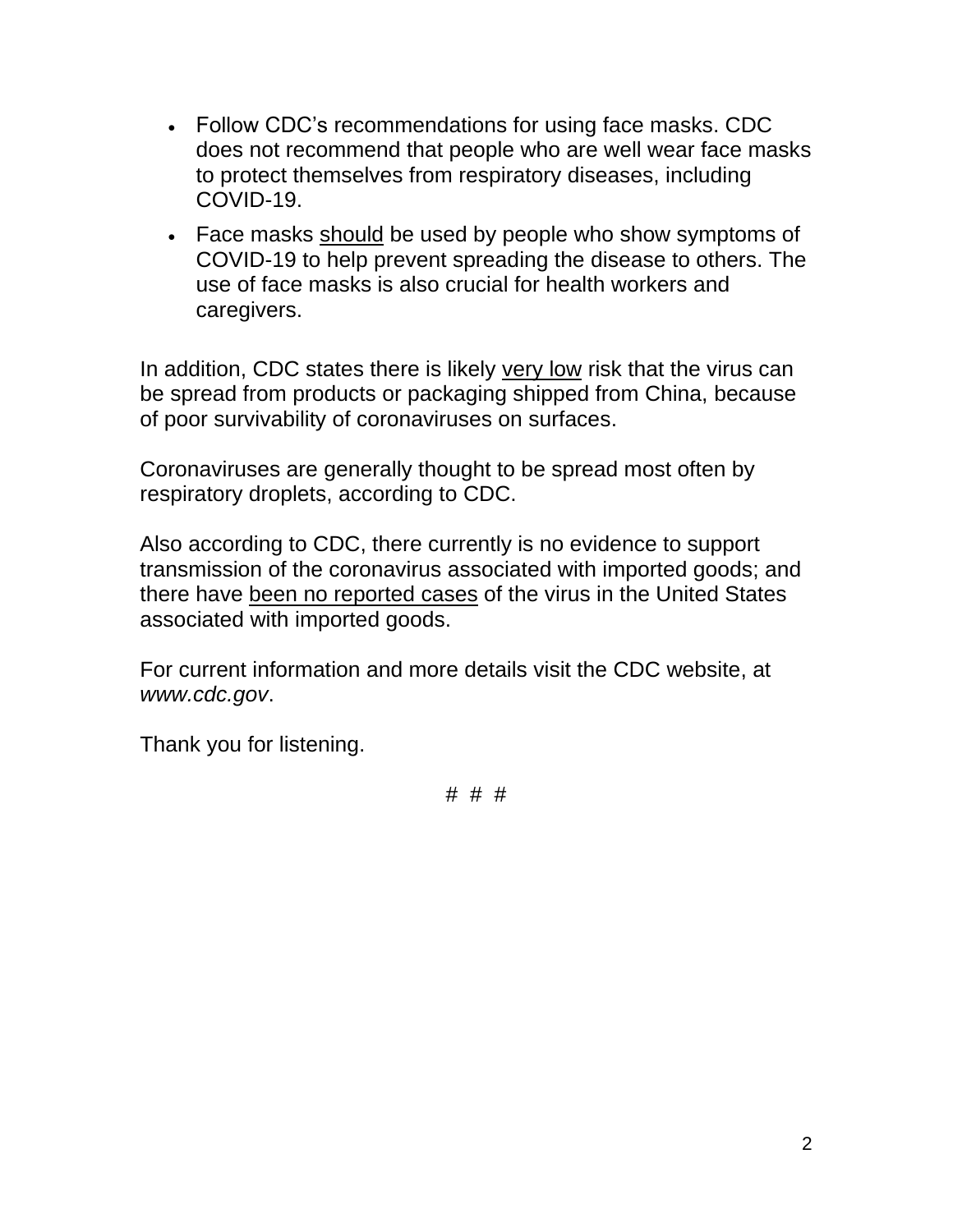- Follow CDC's recommendations for using face masks. CDC does not recommend that people who are well wear face masks to protect themselves from respiratory diseases, including COVID-19.
- Face masks <u>should</u> be used by people who show symptoms of COVID-19 to help prevent spreading the disease to others. The use of face masks is also crucial for health workers and caregivers.

In addition, CDC states there is likely <u>very low</u> risk that the virus can be spread from products or packaging shipped from China, because of poor survivability of coronaviruses on surfaces.

Coronaviruses are generally thought to be spread most often by respiratory droplets, according to CDC.

Also according to CDC, there currently is no evidence to support transmission of the coronavirus associated with imported goods; and there have <u>been no reported cases</u> of the virus in the United States associated with imported goods.

For current information and more details visit the CDC website, at *www.cdc.gov*.

Thank you for listening.

# # #